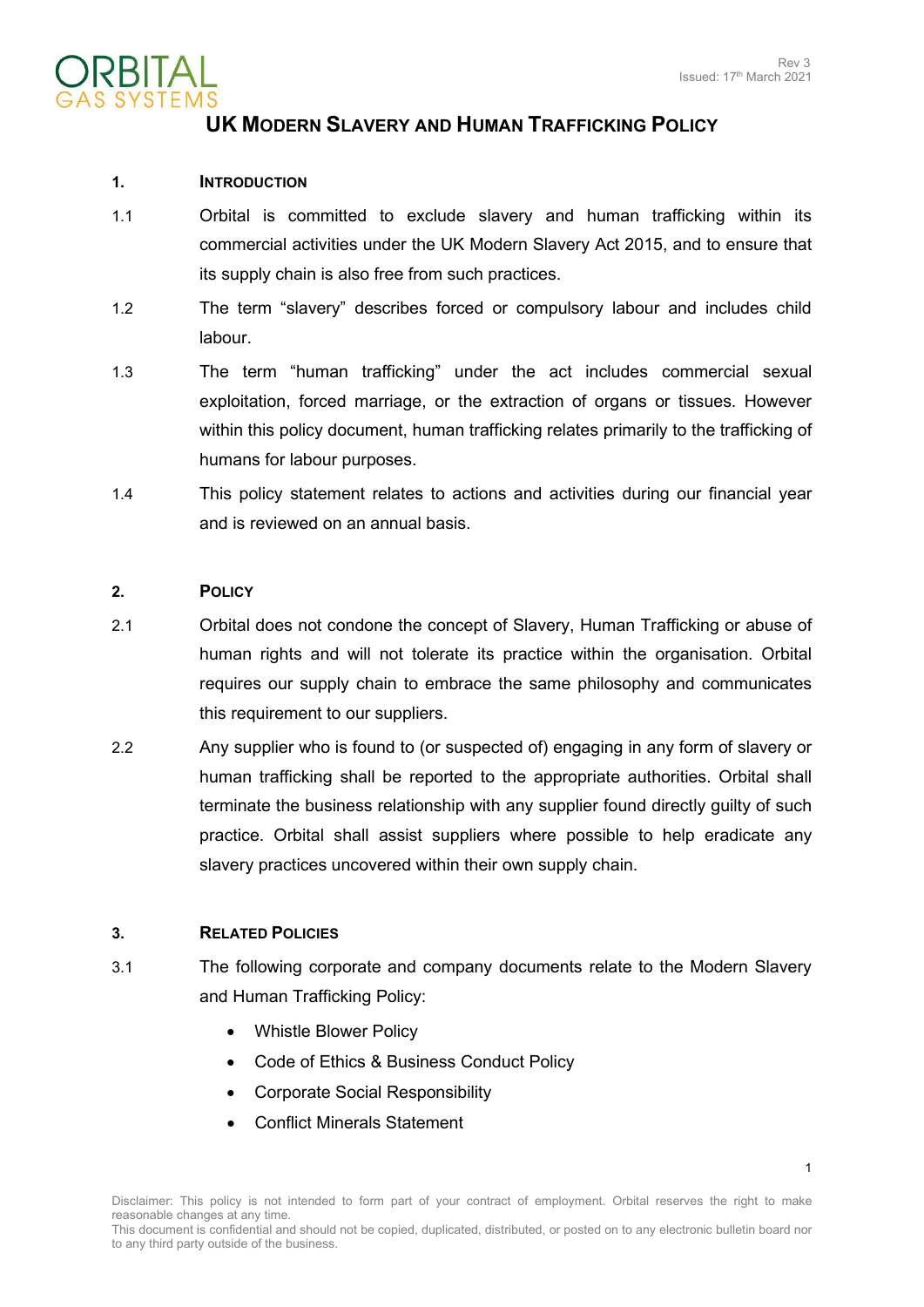ORBITAL
GAS SYSTEMS

Rev 3
Issued: 17th March 2021

# UK Modern Slavery and Human Trafficking Policy

## 1. Introduction

1.1 Orbital is committed to exclude slavery and human trafficking within its commercial activities under the UK Modern Slavery Act 2015, and to ensure that its supply chain is also free from such practices.

1.2 The term “slavery” describes forced or compulsory labour and includes child labour.

1.3 The term “human trafficking” under the act includes commercial sexual exploitation, forced marriage, or the extraction of organs or tissues. However within this policy document, human trafficking relates primarily to the trafficking of humans for labour purposes.

1.4 This policy statement relates to actions and activities during our financial year and is reviewed on an annual basis.

## 2. Policy

2.1 Orbital does not condone the concept of Slavery, Human Trafficking or abuse of human rights and will not tolerate its practice within the organisation. Orbital requires our supply chain to embrace the same philosophy and communicates this requirement to our suppliers.

2.2 Any supplier who is found to (or suspected of) engaging in any form of slavery or human trafficking shall be reported to the appropriate authorities. Orbital shall terminate the business relationship with any supplier found directly guilty of such practice. Orbital shall assist suppliers where possible to help eradicate any slavery practices uncovered within their own supply chain.

## 3. Related Policies

3.1 The following corporate and company documents relate to the Modern Slavery and Human Trafficking Policy:

- Whistle Blower Policy
- Code of Ethics & Business Conduct Policy
- Corporate Social Responsibility
- Conflict Minerals Statement

Disclaimer: This policy is not intended to form part of your contract of employment. Orbital reserves the right to make reasonable changes at any time.
This document is confidential and should not be copied, duplicated, distributed, or posted on to any electronic bulletin board nor to any third party outside of the business.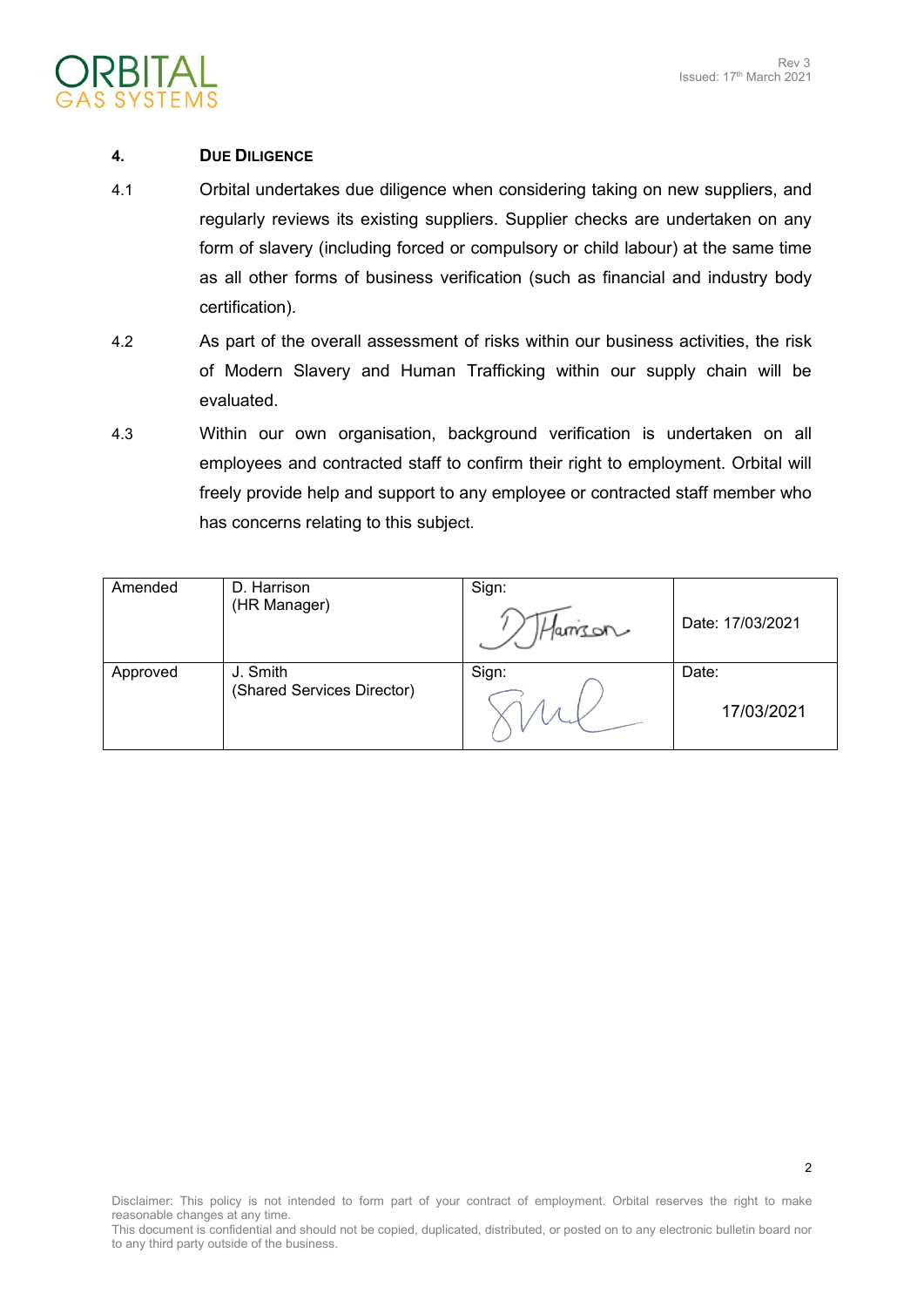## 4. DUE DILIGENCE

4.1 Orbital undertakes due diligence when considering taking on new suppliers, and regularly reviews its existing suppliers. Supplier checks are undertaken on any form of slavery (including forced or compulsory or child labour) at the same time as all other forms of business verification (such as financial and industry body certification).

4.2 As part of the overall assessment of risks within our business activities, the risk of Modern Slavery and Human Trafficking within our supply chain will be evaluated.

4.3 Within our own organisation, background verification is undertaken on all employees and contracted staff to confirm their right to employment. Orbital will freely provide help and support to any employee or contracted staff member who has concerns relating to this subject.

| | | | |
|---|---|---|---|
| Amended | D. Harrison (HR Manager) | Sign: | Date: 17/03/2021 |
| Approved | J. Smith (Shared Services Director) | Sign: | Date: 17/03/2021 |

Disclaimer: This policy is not intended to form part of your contract of employment. Orbital reserves the right to make reasonable changes at any time.
This document is confidential and should not be copied, duplicated, distributed, or posted on to any electronic bulletin board nor to any third party outside of the business.